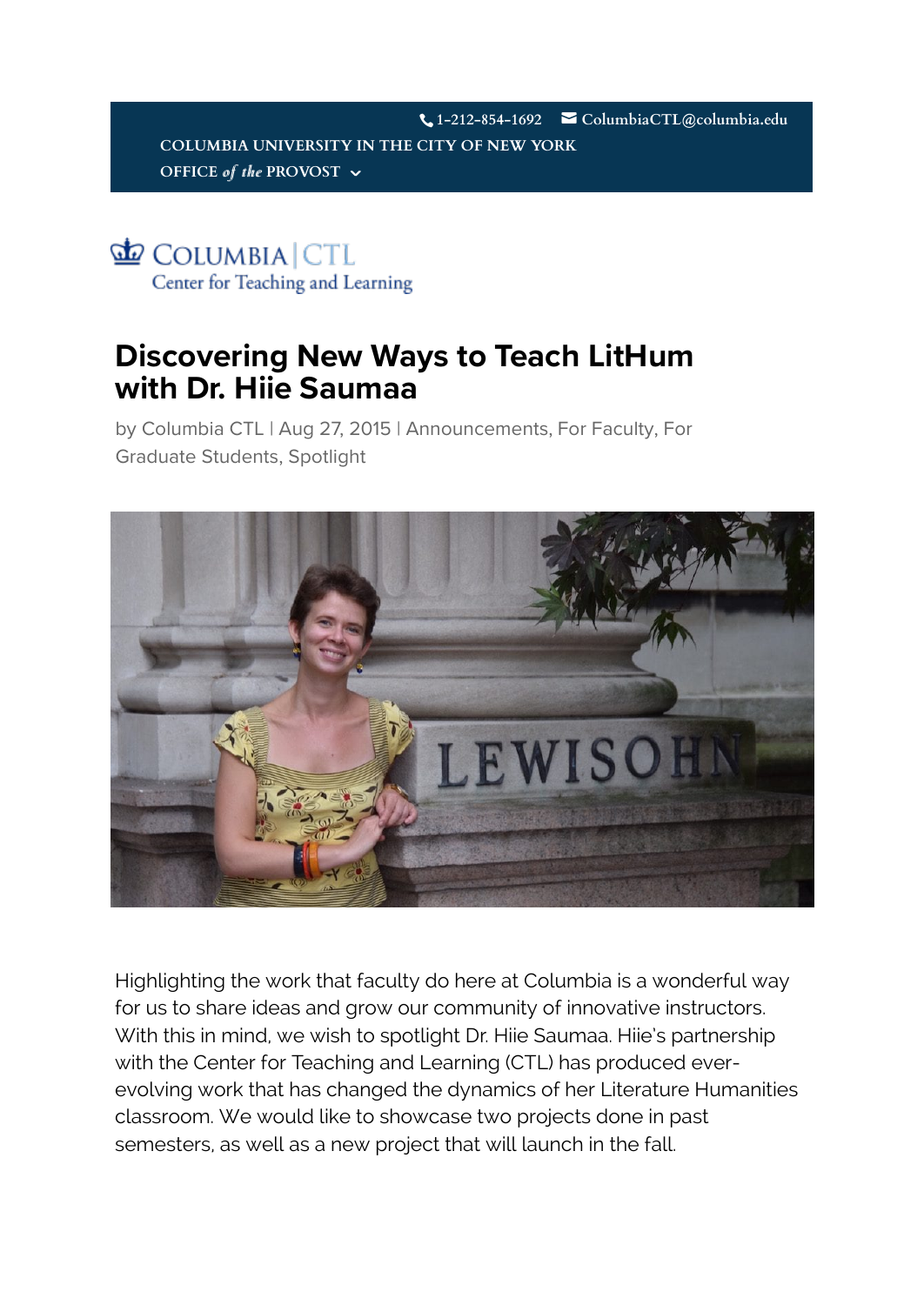1-212-854-1692 ColumbiaCTL@columbia.edu

COLUMBIA UNIVERSITY IN THE CITY OF NEW YORK

OFFICE *of the* PROVOST

COLUMBIA | CTL
Center for Teaching and Learning

# Discovering New Ways to Teach LitHum with Dr. Hiie Saumaa

by Columbia CTL | Aug 27, 2015 | Announcements, For Faculty, For Graduate Students, Spotlight

Highlighting the work that faculty do here at Columbia is a wonderful way for us to share ideas and grow our community of innovative instructors. With this in mind, we wish to spotlight Dr. Hiie Saumaa. Hiie's partnership with the Center for Teaching and Learning (CTL) has produced ever-evolving work that has changed the dynamics of her Literature Humanities classroom. We would like to showcase two projects done in past semesters, as well as a new project that will launch in the fall.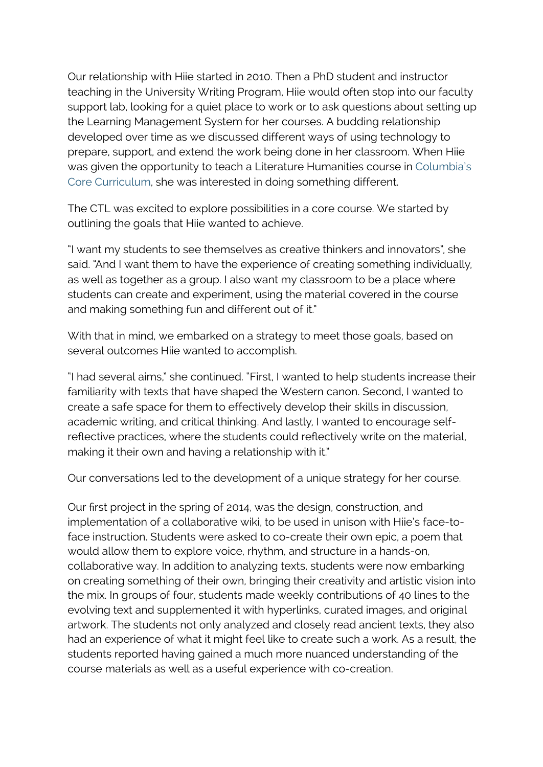Our relationship with Hiie started in 2010. Then a PhD student and instructor teaching in the University Writing Program, Hiie would often stop into our faculty support lab, looking for a quiet place to work or to ask questions about setting up the Learning Management System for her courses. A budding relationship developed over time as we discussed different ways of using technology to prepare, support, and extend the work being done in her classroom. When Hiie was given the opportunity to teach a Literature Humanities course in Columbia's Core Curriculum, she was interested in doing something different.

The CTL was excited to explore possibilities in a core course. We started by outlining the goals that Hiie wanted to achieve.

"I want my students to see themselves as creative thinkers and innovators", she said. "And I want them to have the experience of creating something individually, as well as together as a group. I also want my classroom to be a place where students can create and experiment, using the material covered in the course and making something fun and different out of it."

With that in mind, we embarked on a strategy to meet those goals, based on several outcomes Hiie wanted to accomplish.

"I had several aims," she continued. "First, I wanted to help students increase their familiarity with texts that have shaped the Western canon. Second, I wanted to create a safe space for them to effectively develop their skills in discussion, academic writing, and critical thinking. And lastly, I wanted to encourage self-reflective practices, where the students could reflectively write on the material, making it their own and having a relationship with it."

Our conversations led to the development of a unique strategy for her course.

Our first project in the spring of 2014, was the design, construction, and implementation of a collaborative wiki, to be used in unison with Hiie's face-to-face instruction. Students were asked to co-create their own epic, a poem that would allow them to explore voice, rhythm, and structure in a hands-on, collaborative way. In addition to analyzing texts, students were now embarking on creating something of their own, bringing their creativity and artistic vision into the mix. In groups of four, students made weekly contributions of 40 lines to the evolving text and supplemented it with hyperlinks, curated images, and original artwork. The students not only analyzed and closely read ancient texts, they also had an experience of what it might feel like to create such a work. As a result, the students reported having gained a much more nuanced understanding of the course materials as well as a useful experience with co-creation.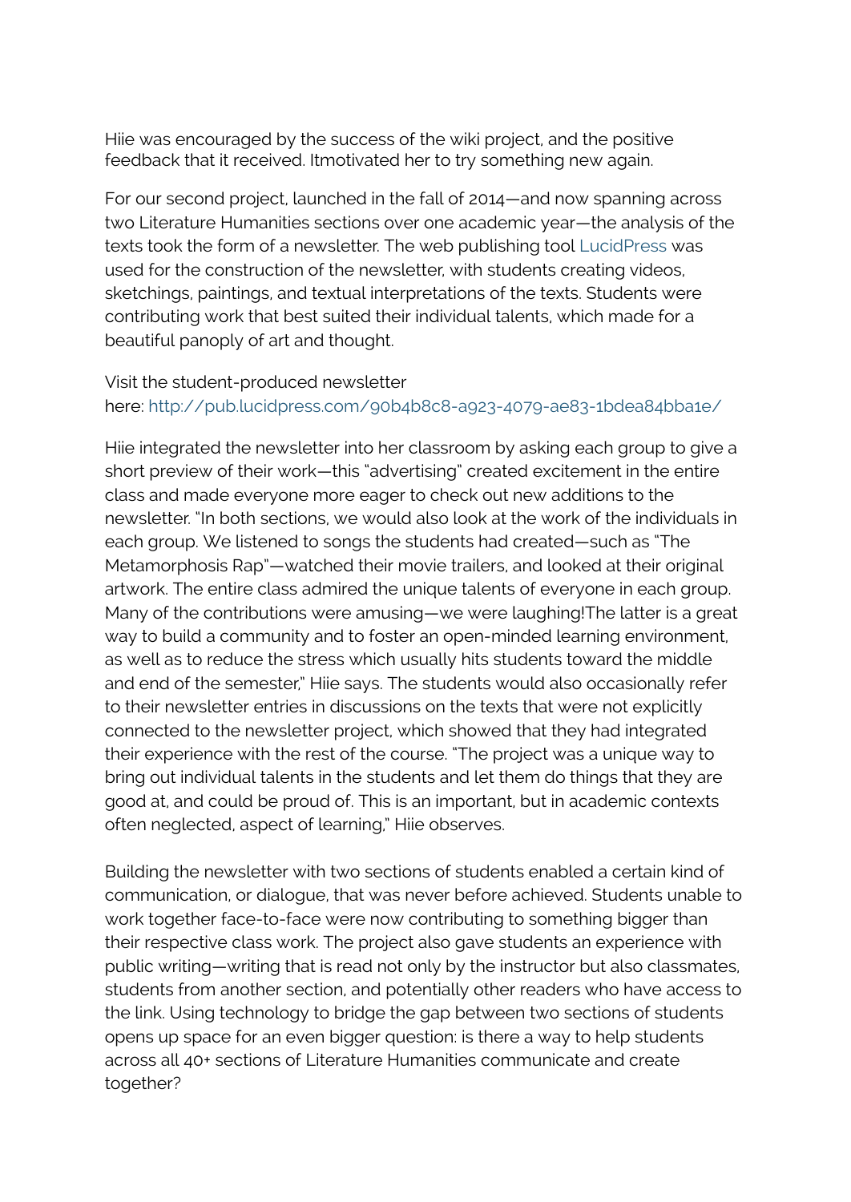Hiie was encouraged by the success of the wiki project, and the positive feedback that it received. Itmotivated her to try something new again.

For our second project, launched in the fall of 2014—and now spanning across two Literature Humanities sections over one academic year—the analysis of the texts took the form of a newsletter. The web publishing tool LucidPress was used for the construction of the newsletter, with students creating videos, sketchings, paintings, and textual interpretations of the texts. Students were contributing work that best suited their individual talents, which made for a beautiful panoply of art and thought.

Visit the student-produced newsletter here: http://pub.lucidpress.com/90b4b8c8-a923-4079-ae83-1bdea84bba1e/

Hiie integrated the newsletter into her classroom by asking each group to give a short preview of their work—this "advertising" created excitement in the entire class and made everyone more eager to check out new additions to the newsletter. "In both sections, we would also look at the work of the individuals in each group. We listened to songs the students had created—such as "The Metamorphosis Rap"—watched their movie trailers, and looked at their original artwork. The entire class admired the unique talents of everyone in each group. Many of the contributions were amusing—we were laughing!The latter is a great way to build a community and to foster an open-minded learning environment, as well as to reduce the stress which usually hits students toward the middle and end of the semester," Hiie says. The students would also occasionally refer to their newsletter entries in discussions on the texts that were not explicitly connected to the newsletter project, which showed that they had integrated their experience with the rest of the course. "The project was a unique way to bring out individual talents in the students and let them do things that they are good at, and could be proud of. This is an important, but in academic contexts often neglected, aspect of learning," Hiie observes.

Building the newsletter with two sections of students enabled a certain kind of communication, or dialogue, that was never before achieved. Students unable to work together face-to-face were now contributing to something bigger than their respective class work. The project also gave students an experience with public writing—writing that is read not only by the instructor but also classmates, students from another section, and potentially other readers who have access to the link. Using technology to bridge the gap between two sections of students opens up space for an even bigger question: is there a way to help students across all 40+ sections of Literature Humanities communicate and create together?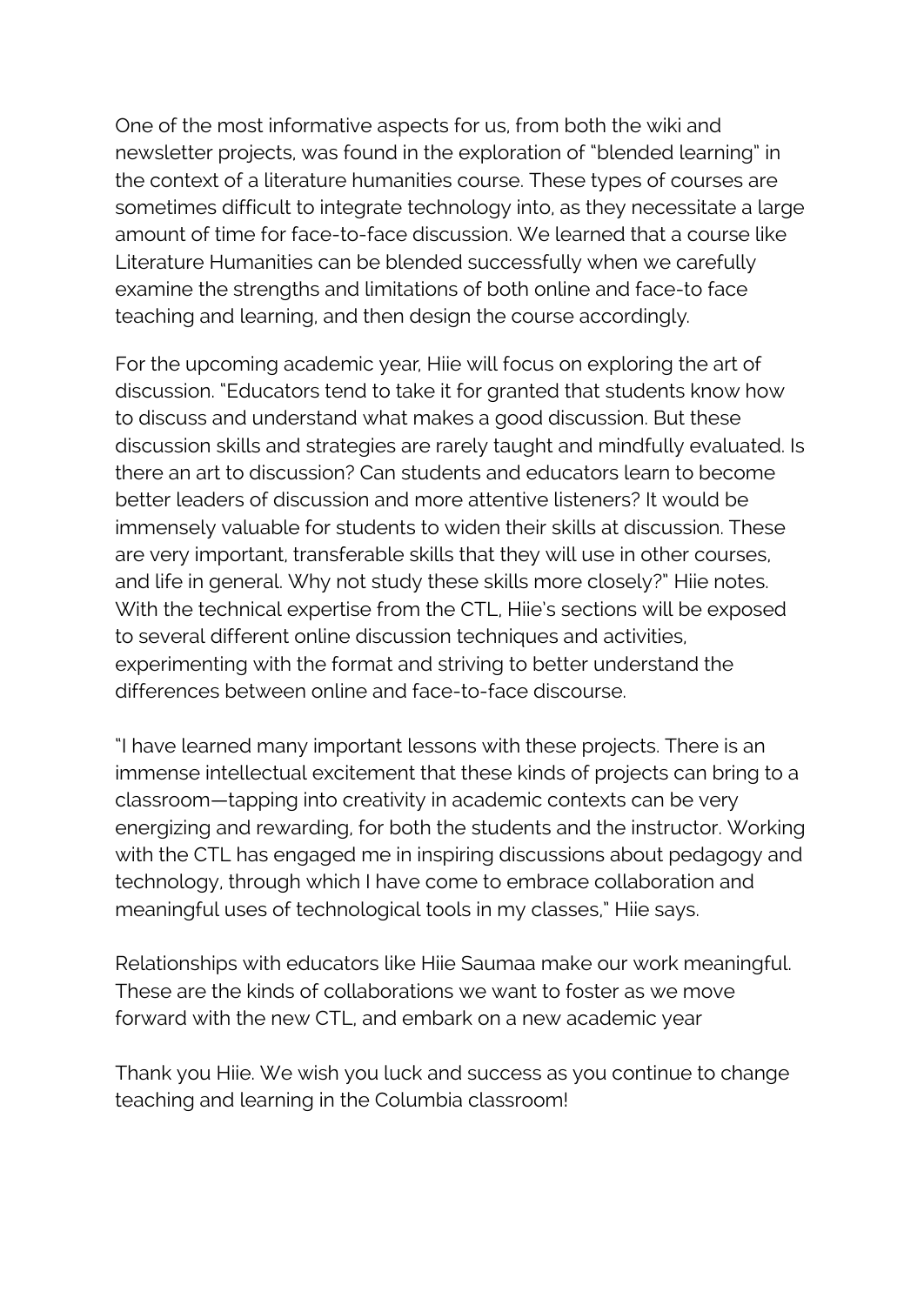One of the most informative aspects for us, from both the wiki and newsletter projects, was found in the exploration of "blended learning" in the context of a literature humanities course. These types of courses are sometimes difficult to integrate technology into, as they necessitate a large amount of time for face-to-face discussion. We learned that a course like Literature Humanities can be blended successfully when we carefully examine the strengths and limitations of both online and face-to face teaching and learning, and then design the course accordingly.

For the upcoming academic year, Hiie will focus on exploring the art of discussion. "Educators tend to take it for granted that students know how to discuss and understand what makes a good discussion. But these discussion skills and strategies are rarely taught and mindfully evaluated. Is there an art to discussion? Can students and educators learn to become better leaders of discussion and more attentive listeners? It would be immensely valuable for students to widen their skills at discussion. These are very important, transferable skills that they will use in other courses, and life in general. Why not study these skills more closely?" Hiie notes. With the technical expertise from the CTL, Hiie's sections will be exposed to several different online discussion techniques and activities, experimenting with the format and striving to better understand the differences between online and face-to-face discourse.

"I have learned many important lessons with these projects. There is an immense intellectual excitement that these kinds of projects can bring to a classroom—tapping into creativity in academic contexts can be very energizing and rewarding, for both the students and the instructor. Working with the CTL has engaged me in inspiring discussions about pedagogy and technology, through which I have come to embrace collaboration and meaningful uses of technological tools in my classes," Hiie says.

Relationships with educators like Hiie Saumaa make our work meaningful. These are the kinds of collaborations we want to foster as we move forward with the new CTL, and embark on a new academic year

Thank you Hiie. We wish you luck and success as you continue to change teaching and learning in the Columbia classroom!